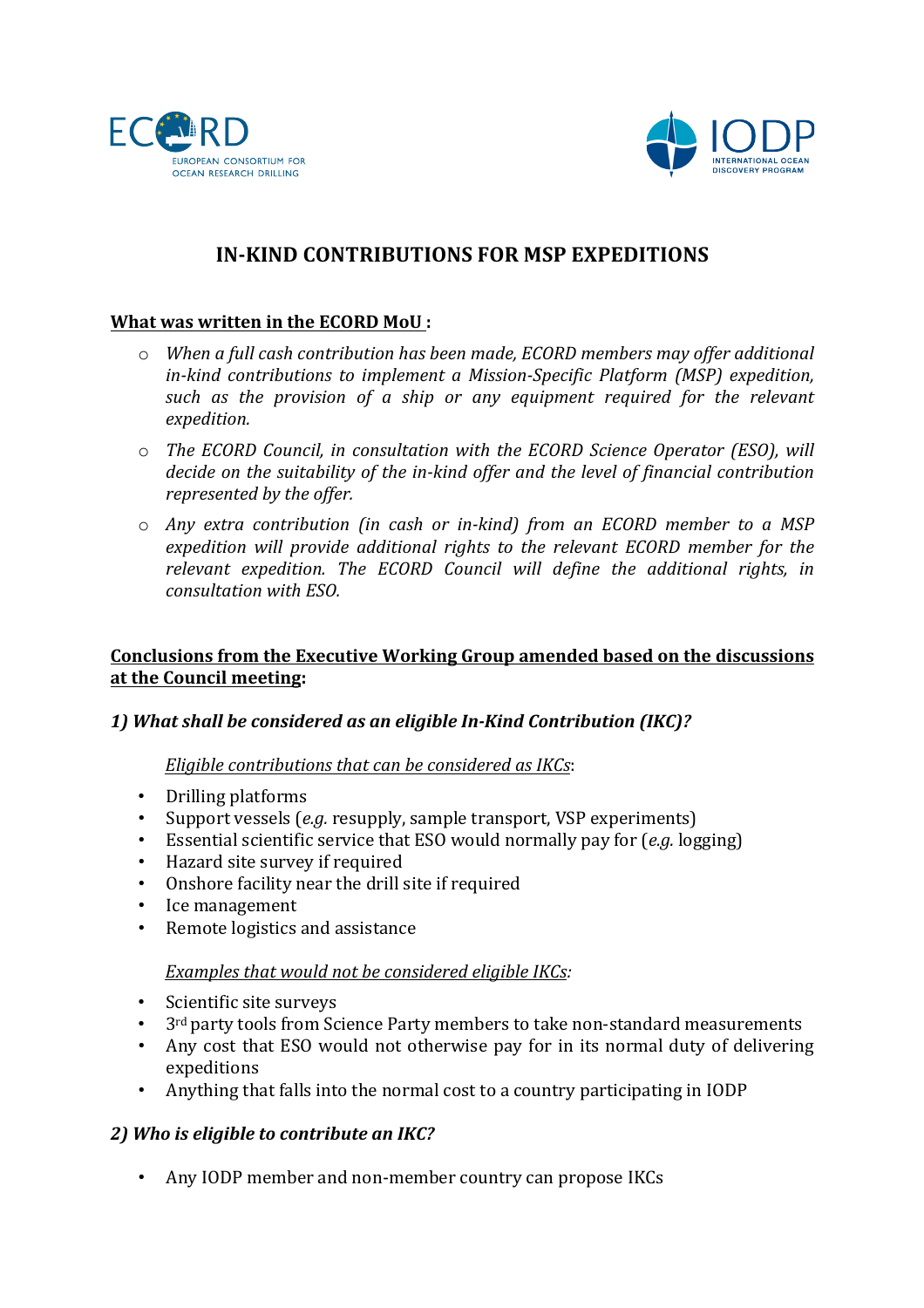# IN-KIND CONTRIBUTIONS FOR MSP EXPEDITIONS

**What was written in the ECORD MoU :**

- *When a full cash contribution has been made, ECORD members may offer additional in-kind contributions to implement a Mission-Specific Platform (MSP) expedition, such as the provision of a ship or any equipment required for the relevant expedition.*
- *The ECORD Council, in consultation with the ECORD Science Operator (ESO), will decide on the suitability of the in-kind offer and the level of financial contribution represented by the offer.*
- *Any extra contribution (in cash or in-kind) from an ECORD member to a MSP expedition will provide additional rights to the relevant ECORD member for the relevant expedition. The ECORD Council will define the additional rights, in consultation with ESO.*

**Conclusions from the Executive Working Group amended based on the discussions at the Council meeting:**

***1) What shall be considered as an eligible In-Kind Contribution (IKC)?***

*Eligible contributions that can be considered as IKCs*:

- Drilling platforms
- Support vessels (*e.g.* resupply, sample transport, VSP experiments)
- Essential scientific service that ESO would normally pay for (*e.g.* logging)
- Hazard site survey if required
- Onshore facility near the drill site if required
- Ice management
- Remote logistics and assistance

*Examples that would not be considered eligible IKCs:*

- Scientific site surveys
- 3rd party tools from Science Party members to take non-standard measurements
- Any cost that ESO would not otherwise pay for in its normal duty of delivering expeditions
- Anything that falls into the normal cost to a country participating in IODP

***2) Who is eligible to contribute an IKC?***

- Any IODP member and non-member country can propose IKCs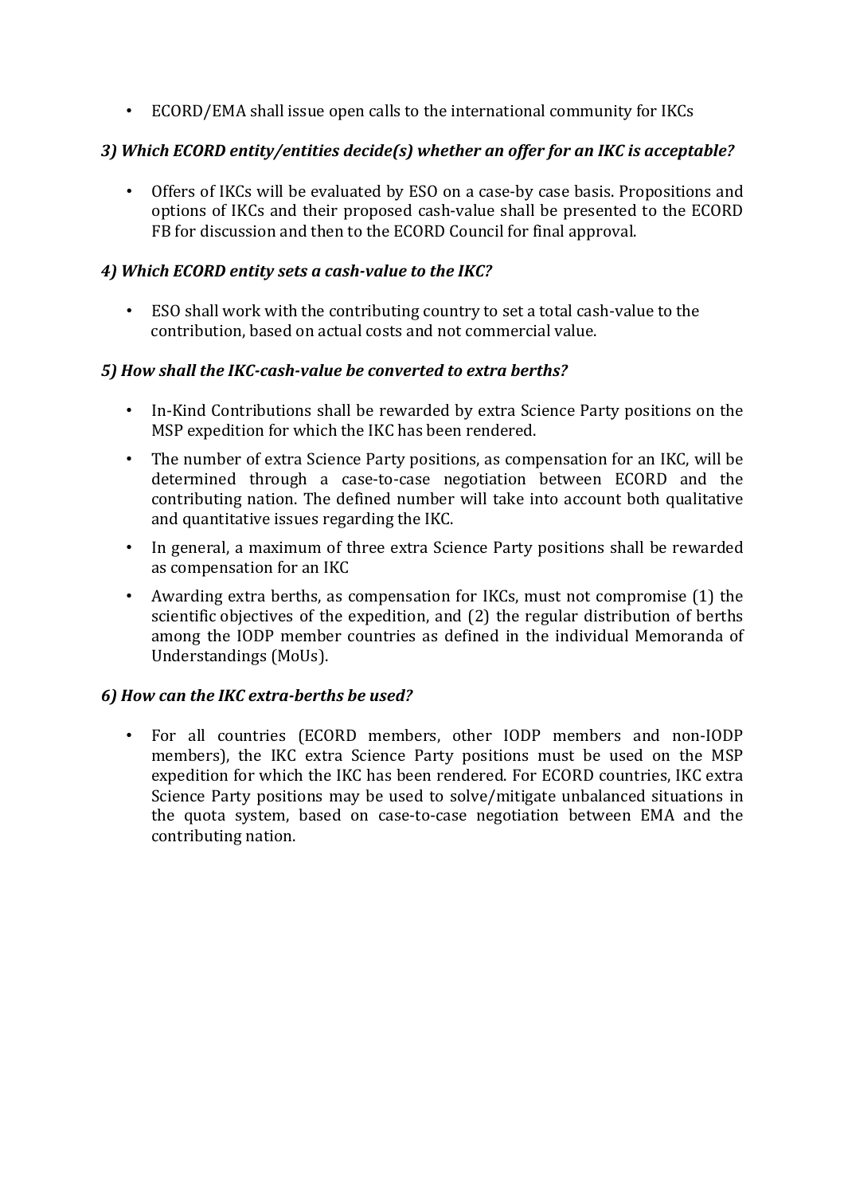- ECORD/EMA shall issue open calls to the international community for IKCs

### *3) Which ECORD entity/entities decide(s) whether an offer for an IKC is acceptable?*

- Offers of IKCs will be evaluated by ESO on a case-by case basis. Propositions and options of IKCs and their proposed cash-value shall be presented to the ECORD FB for discussion and then to the ECORD Council for final approval.

### *4) Which ECORD entity sets a cash-value to the IKC?*

- ESO shall work with the contributing country to set a total cash-value to the contribution, based on actual costs and not commercial value.

### *5) How shall the IKC-cash-value be converted to extra berths?*

- In-Kind Contributions shall be rewarded by extra Science Party positions on the MSP expedition for which the IKC has been rendered.
- The number of extra Science Party positions, as compensation for an IKC, will be determined through a case-to-case negotiation between ECORD and the contributing nation. The defined number will take into account both qualitative and quantitative issues regarding the IKC.
- In general, a maximum of three extra Science Party positions shall be rewarded as compensation for an IKC
- Awarding extra berths, as compensation for IKCs, must not compromise (1) the scientific objectives of the expedition, and (2) the regular distribution of berths among the IODP member countries as defined in the individual Memoranda of Understandings (MoUs).

### *6) How can the IKC extra-berths be used?*

- For all countries (ECORD members, other IODP members and non-IODP members), the IKC extra Science Party positions must be used on the MSP expedition for which the IKC has been rendered. For ECORD countries, IKC extra Science Party positions may be used to solve/mitigate unbalanced situations in the quota system, based on case-to-case negotiation between EMA and the contributing nation.